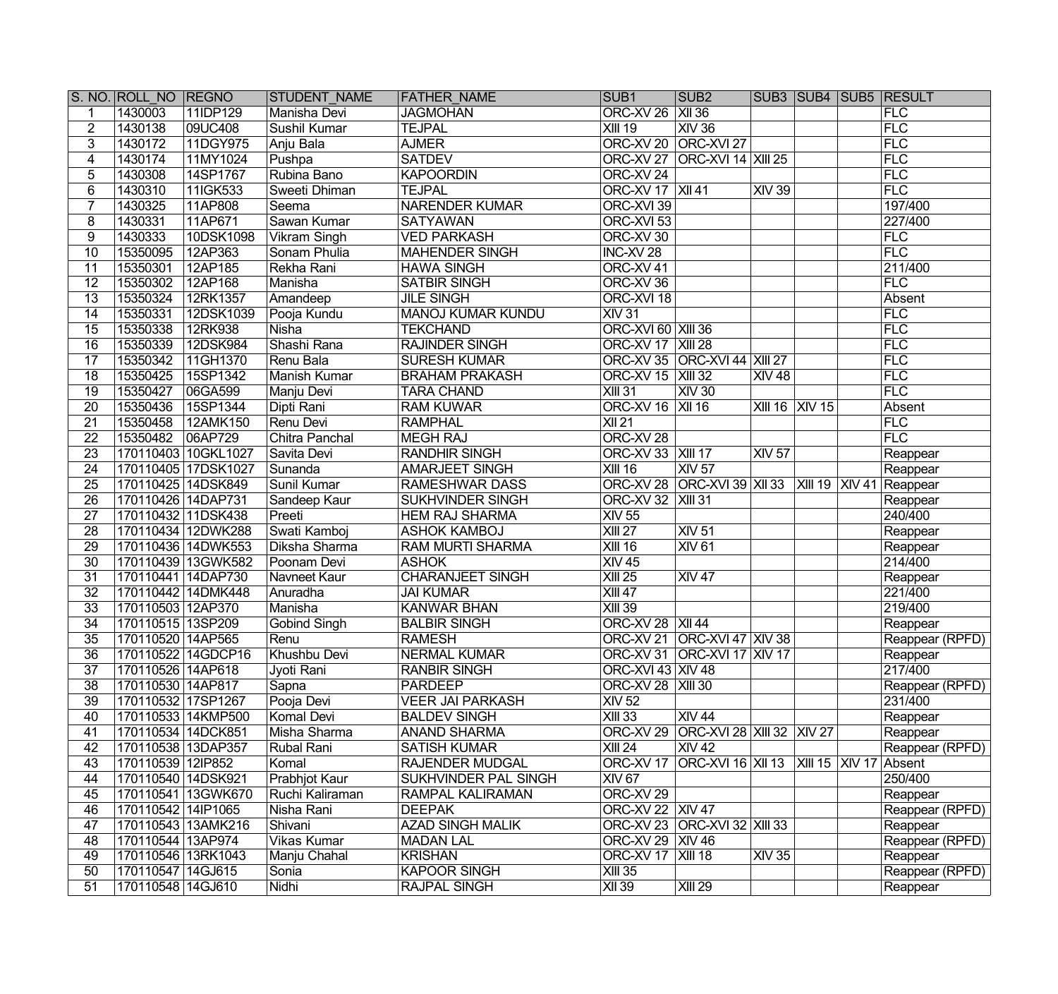| S. NO. | ROLL_NO | REGNO | STUDENT_NAME | FATHER_NAME | SUB1 | SUB2 | SUB3 | SUB4 | SUB5 | RESULT |
|---|---|---|---|---|---|---|---|---|---|---|
| 1 | 1430003 | 11IDP129 | Manisha Devi | JAGMOHAN | ORC-XV 26 | XII 36 | | | | FLC |
| 2 | 1430138 | 09UC408 | Sushil Kumar | TEJPAL | XIII 19 | XIV 36 | | | | FLC |
| 3 | 1430172 | 11DGY975 | Anju Bala | AJMER | ORC-XV 20 | ORC-XVI 27 | | | | FLC |
| 4 | 1430174 | 11MY1024 | Pushpa | SATDEV | ORC-XV 27 | ORC-XVI 14 | XIII 25 | | | FLC |
| 5 | 1430308 | 14SP1767 | Rubina Bano | KAPOORDIN | ORC-XV 24 | | | | | FLC |
| 6 | 1430310 | 11IGK533 | Sweeti Dhiman | TEJPAL | ORC-XV 17 | XII 41 | XIV 39 | | | FLC |
| 7 | 1430325 | 11AP808 | Seema | NARENDER KUMAR | ORC-XVI 39 | | | | | 197/400 |
| 8 | 1430331 | 11AP671 | Sawan Kumar | SATYAWAN | ORC-XVI 53 | | | | | 227/400 |
| 9 | 1430333 | 10DSK1098 | Vikram Singh | VED PARKASH | ORC-XV 30 | | | | | FLC |
| 10 | 15350095 | 12AP363 | Sonam Phulia | MAHENDER SINGH | INC-XV 28 | | | | | FLC |
| 11 | 15350301 | 12AP185 | Rekha Rani | HAWA SINGH | ORC-XV 41 | | | | | 211/400 |
| 12 | 15350302 | 12AP168 | Manisha | SATBIR SINGH | ORC-XV 36 | | | | | FLC |
| 13 | 15350324 | 12RK1357 | Amandeep | JILE SINGH | ORC-XVI 18 | | | | | Absent |
| 14 | 15350331 | 12DSK1039 | Pooja Kundu | MANOJ KUMAR KUNDU | XIV 31 | | | | | FLC |
| 15 | 15350338 | 12RK938 | Nisha | TEKCHAND | ORC-XVI 60 | XIII 36 | | | | FLC |
| 16 | 15350339 | 12DSK984 | Shashi Rana | RAJINDER SINGH | ORC-XV 17 | XIII 28 | | | | FLC |
| 17 | 15350342 | 11GH1370 | Renu Bala | SURESH KUMAR | ORC-XV 35 | ORC-XVI 44 | XIII 27 | | | FLC |
| 18 | 15350425 | 15SP1342 | Manish Kumar | BRAHAM PRAKASH | ORC-XV 15 | XIII 32 | XIV 48 | | | FLC |
| 19 | 15350427 | 06GA599 | Manju Devi | TARA CHAND | XIII 31 | XIV 30 | | | | FLC |
| 20 | 15350436 | 15SP1344 | Dipti Rani | RAM KUWAR | ORC-XV 16 | XII 16 | XIII 16 | XIV 15 | | Absent |
| 21 | 15350458 | 12AMK150 | Renu Devi | RAMPHAL | XII 21 | | | | | FLC |
| 22 | 15350482 | 06AP729 | Chitra Panchal | MEGH RAJ | ORC-XV 28 | | | | | FLC |
| 23 | 170110403 | 10GKL1027 | Savita Devi | RANDHIR SINGH | ORC-XV 33 | XIII 17 | XIV 57 | | | Reappear |
| 24 | 170110405 | 17DSK1027 | Sunanda | AMARJEET SINGH | XIII 16 | XIV 57 | | | | Reappear |
| 25 | 170110425 | 14DSK849 | Sunil Kumar | RAMESHWAR DASS | ORC-XV 28 | ORC-XVI 39 | XII 33 | XIII 19 | XIV 41 | Reappear |
| 26 | 170110426 | 14DAP731 | Sandeep Kaur | SUKHVINDER SINGH | ORC-XV 32 | XIII 31 | | | | Reappear |
| 27 | 170110432 | 11DSK438 | Preeti | HEM RAJ SHARMA | XIV 55 | | | | | 240/400 |
| 28 | 170110434 | 12DWK288 | Swati Kamboj | ASHOK KAMBOJ | XIII 27 | XIV 51 | | | | Reappear |
| 29 | 170110436 | 14DWK553 | Diksha Sharma | RAM MURTI SHARMA | XIII 16 | XIV 61 | | | | Reappear |
| 30 | 170110439 | 13GWK582 | Poonam Devi | ASHOK | XIV 45 | | | | | 214/400 |
| 31 | 170110441 | 14DAP730 | Navneet Kaur | CHARANJEET SINGH | XIII 25 | XIV 47 | | | | Reappear |
| 32 | 170110442 | 14DMK448 | Anuradha | JAI KUMAR | XIII 47 | | | | | 221/400 |
| 33 | 170110503 | 12AP370 | Manisha | KANWAR BHAN | XIII 39 | | | | | 219/400 |
| 34 | 170110515 | 13SP209 | Gobind Singh | BALBIR SINGH | ORC-XV 28 | XII 44 | | | | Reappear |
| 35 | 170110520 | 14AP565 | Renu | RAMESH | ORC-XV 21 | ORC-XVI 47 | XIV 38 | | | Reappear (RPFD) |
| 36 | 170110522 | 14GDCP16 | Khushbu Devi | NERMAL KUMAR | ORC-XV 31 | ORC-XVI 17 | XIV 17 | | | Reappear |
| 37 | 170110526 | 14AP618 | Jyoti Rani | RANBIR SINGH | ORC-XVI 43 | XIV 48 | | | | 217/400 |
| 38 | 170110530 | 14AP817 | Sapna | PARDEEP | ORC-XV 28 | XIII 30 | | | | Reappear (RPFD) |
| 39 | 170110532 | 17SP1267 | Pooja Devi | VEER JAI PARKASH | XIV 52 | | | | | 231/400 |
| 40 | 170110533 | 14KMP500 | Komal Devi | BALDEV SINGH | XIII 33 | XIV 44 | | | | Reappear |
| 41 | 170110534 | 14DCK851 | Misha Sharma | ANAND SHARMA | ORC-XV 29 | ORC-XVI 28 | XIII 32 | XIV 27 | | Reappear |
| 42 | 170110538 | 13DAP357 | Rubal Rani | SATISH KUMAR | XIII 24 | XIV 42 | | | | Reappear (RPFD) |
| 43 | 170110539 | 12IP852 | Komal | RAJENDER MUDGAL | ORC-XV 17 | ORC-XVI 16 | XII 13 | XIII 15 | XIV 17 | Absent |
| 44 | 170110540 | 14DSK921 | Prabhjot Kaur | SUKHVINDER PAL SINGH | XIV 67 | | | | | 250/400 |
| 45 | 170110541 | 13GWK670 | Ruchi Kaliraman | RAMPAL KALIRAMAN | ORC-XV 29 | | | | | Reappear |
| 46 | 170110542 | 14IP1065 | Nisha Rani | DEEPAK | ORC-XV 22 | XIV 47 | | | | Reappear (RPFD) |
| 47 | 170110543 | 13AMK216 | Shivani | AZAD SINGH MALIK | ORC-XV 23 | ORC-XVI 32 | XIII 33 | | | Reappear |
| 48 | 170110544 | 13AP974 | Vikas Kumar | MADAN LAL | ORC-XV 29 | XIV 46 | | | | Reappear (RPFD) |
| 49 | 170110546 | 13RK1043 | Manju Chahal | KRISHAN | ORC-XV 17 | XIII 18 | XIV 35 | | | Reappear |
| 50 | 170110547 | 14GJ615 | Sonia | KAPOOR SINGH | XIII 35 | | | | | Reappear (RPFD) |
| 51 | 170110548 | 14GJ610 | Nidhi | RAJPAL SINGH | XII 39 | XIII 29 | | | | Reappear |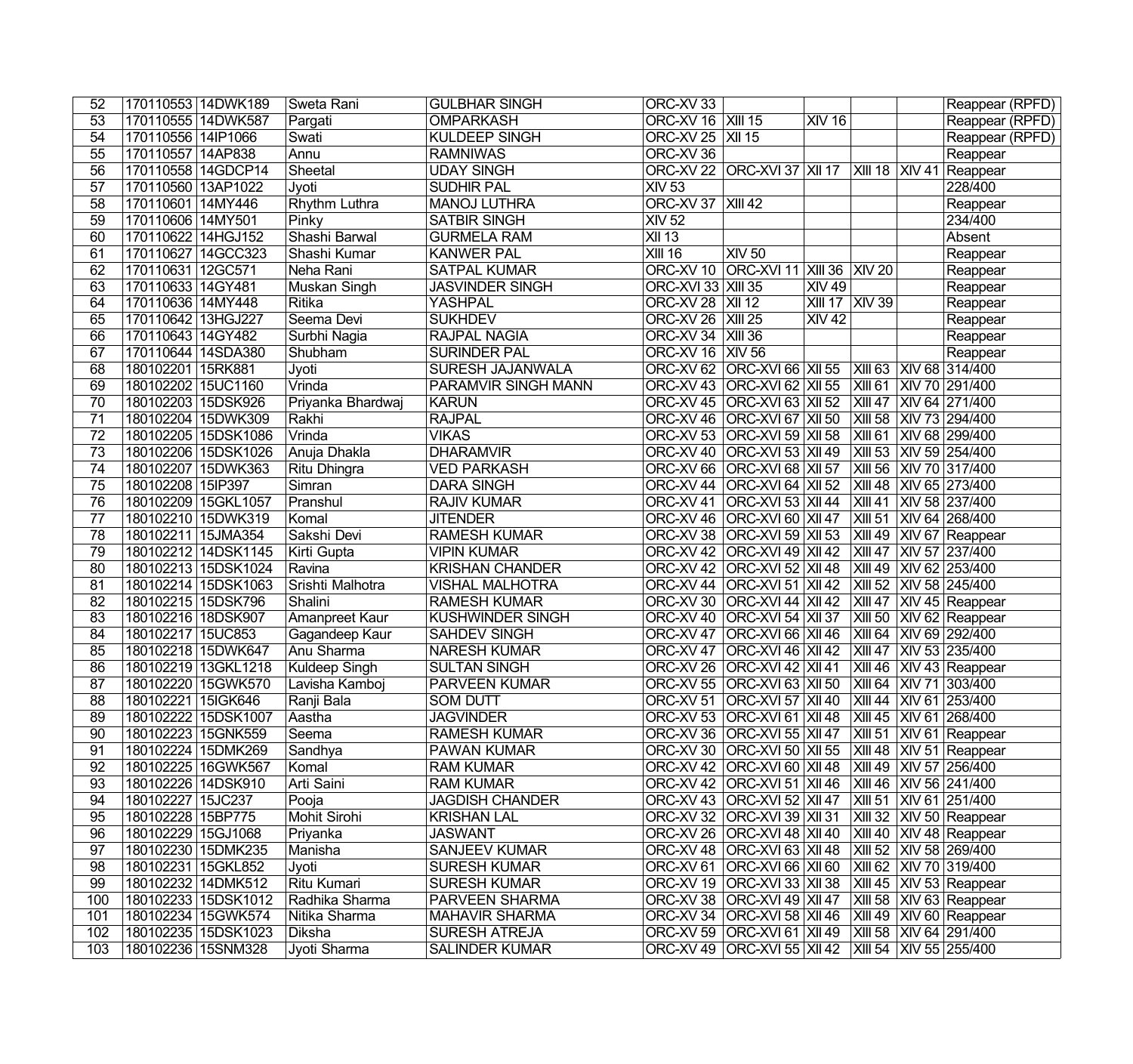| | | | | | | | | | | |
|---|---|---|---|---|---|---|---|---|---|---|
| 52 | 170110553 | 14DWK189 | Sweta Rani | GULBHAR SINGH | ORC-XV 33 | | | | | Reappear (RPFD) |
| 53 | 170110555 | 14DWK587 | Pargati | OMPARKASH | ORC-XV 16 | XIII 15 | XIV 16 | | | Reappear (RPFD) |
| 54 | 170110556 | 14IP1066 | Swati | KULDEEP SINGH | ORC-XV 25 | XII 15 | | | | Reappear (RPFD) |
| 55 | 170110557 | 14AP838 | Annu | RAMNIWAS | ORC-XV 36 | | | | | Reappear |
| 56 | 170110558 | 14GDCP14 | Sheetal | UDAY SINGH | ORC-XV 22 | ORC-XVI 37 | XII 17 | XIII 18 | XIV 41 | Reappear |
| 57 | 170110560 | 13AP1022 | Jyoti | SUDHIR PAL | XIV 53 | | | | | 228/400 |
| 58 | 170110601 | 14MY446 | Rhythm Luthra | MANOJ LUTHRA | ORC-XV 37 | XIII 42 | | | | Reappear |
| 59 | 170110606 | 14MY501 | Pinky | SATBIR SINGH | XIV 52 | | | | | 234/400 |
| 60 | 170110622 | 14HGJ152 | Shashi Barwal | GURMELA RAM | XII 13 | | | | | Absent |
| 61 | 170110627 | 14GCC323 | Shashi Kumar | KANWER PAL | XIII 16 | XIV 50 | | | | Reappear |
| 62 | 170110631 | 12GC571 | Neha Rani | SATPAL KUMAR | ORC-XV 10 | ORC-XVI 11 | XIII 36 | XIV 20 | | Reappear |
| 63 | 170110633 | 14GY481 | Muskan Singh | JASVINDER SINGH | ORC-XVI 33 | XIII 35 | XIV 49 | | | Reappear |
| 64 | 170110636 | 14MY448 | Ritika | YASHPAL | ORC-XV 28 | XII 12 | XIII 17 | XIV 39 | | Reappear |
| 65 | 170110642 | 13HGJ227 | Seema Devi | SUKHDEV | ORC-XV 26 | XIII 25 | XIV 42 | | | Reappear |
| 66 | 170110643 | 14GY482 | Surbhi Nagia | RAJPAL NAGIA | ORC-XV 34 | XIII 36 | | | | Reappear |
| 67 | 170110644 | 14SDA380 | Shubham | SURINDER PAL | ORC-XV 16 | XIV 56 | | | | Reappear |
| 68 | 180102201 | 15RK881 | Jyoti | SURESH JAJANWALA | ORC-XV 62 | ORC-XVI 66 | XII 55 | XIII 63 | XIV 68 | 314/400 |
| 69 | 180102202 | 15UC1160 | Vrinda | PARAMVIR SINGH MANN | ORC-XV 43 | ORC-XVI 62 | XII 55 | XIII 61 | XIV 70 | 291/400 |
| 70 | 180102203 | 15DSK926 | Priyanka Bhardwaj | KARUN | ORC-XV 45 | ORC-XVI 63 | XII 52 | XIII 47 | XIV 64 | 271/400 |
| 71 | 180102204 | 15DWK309 | Rakhi | RAJPAL | ORC-XV 46 | ORC-XVI 67 | XII 50 | XIII 58 | XIV 73 | 294/400 |
| 72 | 180102205 | 15DSK1086 | Vrinda | VIKAS | ORC-XV 53 | ORC-XVI 59 | XII 58 | XIII 61 | XIV 68 | 299/400 |
| 73 | 180102206 | 15DSK1026 | Anuja Dhakla | DHARAMVIR | ORC-XV 40 | ORC-XVI 53 | XII 49 | XIII 53 | XIV 59 | 254/400 |
| 74 | 180102207 | 15DWK363 | Ritu Dhingra | VED PARKASH | ORC-XV 66 | ORC-XVI 68 | XII 57 | XIII 56 | XIV 70 | 317/400 |
| 75 | 180102208 | 15IP397 | Simran | DARA SINGH | ORC-XV 44 | ORC-XVI 64 | XII 52 | XIII 48 | XIV 65 | 273/400 |
| 76 | 180102209 | 15GKL1057 | Pranshul | RAJIV KUMAR | ORC-XV 41 | ORC-XVI 53 | XII 44 | XIII 41 | XIV 58 | 237/400 |
| 77 | 180102210 | 15DWK319 | Komal | JITENDER | ORC-XV 46 | ORC-XVI 60 | XII 47 | XIII 51 | XIV 64 | 268/400 |
| 78 | 180102211 | 15JMA354 | Sakshi Devi | RAMESH KUMAR | ORC-XV 38 | ORC-XVI 59 | XII 53 | XIII 49 | XIV 67 | Reappear |
| 79 | 180102212 | 14DSK1145 | Kirti Gupta | VIPIN KUMAR | ORC-XV 42 | ORC-XVI 49 | XII 42 | XIII 47 | XIV 57 | 237/400 |
| 80 | 180102213 | 15DSK1024 | Ravina | KRISHAN CHANDER | ORC-XV 42 | ORC-XVI 52 | XII 48 | XIII 49 | XIV 62 | 253/400 |
| 81 | 180102214 | 15DSK1063 | Srishti Malhotra | VISHAL MALHOTRA | ORC-XV 44 | ORC-XVI 51 | XII 42 | XIII 52 | XIV 58 | 245/400 |
| 82 | 180102215 | 15DSK796 | Shalini | RAMESH KUMAR | ORC-XV 30 | ORC-XVI 44 | XII 42 | XIII 47 | XIV 45 | Reappear |
| 83 | 180102216 | 18DSK907 | Amanpreet Kaur | KUSHWINDER SINGH | ORC-XV 40 | ORC-XVI 54 | XII 37 | XIII 50 | XIV 62 | Reappear |
| 84 | 180102217 | 15UC853 | Gagandeep Kaur | SAHDEV SINGH | ORC-XV 47 | ORC-XVI 66 | XII 46 | XIII 64 | XIV 69 | 292/400 |
| 85 | 180102218 | 15DWK647 | Anu Sharma | NARESH KUMAR | ORC-XV 47 | ORC-XVI 46 | XII 42 | XIII 47 | XIV 53 | 235/400 |
| 86 | 180102219 | 13GKL1218 | Kuldeep Singh | SULTAN SINGH | ORC-XV 26 | ORC-XVI 42 | XII 41 | XIII 46 | XIV 43 | Reappear |
| 87 | 180102220 | 15GWK570 | Lavisha Kamboj | PARVEEN KUMAR | ORC-XV 55 | ORC-XVI 63 | XII 50 | XIII 64 | XIV 71 | 303/400 |
| 88 | 180102221 | 15IGK646 | Ranji Bala | SOM DUTT | ORC-XV 51 | ORC-XVI 57 | XII 40 | XIII 44 | XIV 61 | 253/400 |
| 89 | 180102222 | 15DSK1007 | Aastha | JAGVINDER | ORC-XV 53 | ORC-XVI 61 | XII 48 | XIII 45 | XIV 61 | 268/400 |
| 90 | 180102223 | 15GNK559 | Seema | RAMESH KUMAR | ORC-XV 36 | ORC-XVI 55 | XII 47 | XIII 51 | XIV 61 | Reappear |
| 91 | 180102224 | 15DMK269 | Sandhya | PAWAN KUMAR | ORC-XV 30 | ORC-XVI 50 | XII 55 | XIII 48 | XIV 51 | Reappear |
| 92 | 180102225 | 16GWK567 | Komal | RAM KUMAR | ORC-XV 42 | ORC-XVI 60 | XII 48 | XIII 49 | XIV 57 | 256/400 |
| 93 | 180102226 | 14DSK910 | Arti Saini | RAM KUMAR | ORC-XV 42 | ORC-XVI 51 | XII 46 | XIII 46 | XIV 56 | 241/400 |
| 94 | 180102227 | 15JC237 | Pooja | JAGDISH CHANDER | ORC-XV 43 | ORC-XVI 52 | XII 47 | XIII 51 | XIV 61 | 251/400 |
| 95 | 180102228 | 15BP775 | Mohit Sirohi | KRISHAN LAL | ORC-XV 32 | ORC-XVI 39 | XII 31 | XIII 32 | XIV 50 | Reappear |
| 96 | 180102229 | 15GJ1068 | Priyanka | JASWANT | ORC-XV 26 | ORC-XVI 48 | XII 40 | XIII 40 | XIV 48 | Reappear |
| 97 | 180102230 | 15DMK235 | Manisha | SANJEEV KUMAR | ORC-XV 48 | ORC-XVI 63 | XII 48 | XIII 52 | XIV 58 | 269/400 |
| 98 | 180102231 | 15GKL852 | Jyoti | SURESH KUMAR | ORC-XV 61 | ORC-XVI 66 | XII 60 | XIII 62 | XIV 70 | 319/400 |
| 99 | 180102232 | 14DMK512 | Ritu Kumari | SURESH KUMAR | ORC-XV 19 | ORC-XVI 33 | XII 38 | XIII 45 | XIV 53 | Reappear |
| 100 | 180102233 | 15DSK1012 | Radhika Sharma | PARVEEN SHARMA | ORC-XV 38 | ORC-XVI 49 | XII 47 | XIII 58 | XIV 63 | Reappear |
| 101 | 180102234 | 15GWK574 | Nitika Sharma | MAHAVIR SHARMA | ORC-XV 34 | ORC-XVI 58 | XII 46 | XIII 49 | XIV 60 | Reappear |
| 102 | 180102235 | 15DSK1023 | Diksha | SURESH ATREJA | ORC-XV 59 | ORC-XVI 61 | XII 49 | XIII 58 | XIV 64 | 291/400 |
| 103 | 180102236 | 15SNM328 | Jyoti Sharma | SALINDER KUMAR | ORC-XV 49 | ORC-XVI 55 | XII 42 | XIII 54 | XIV 55 | 255/400 |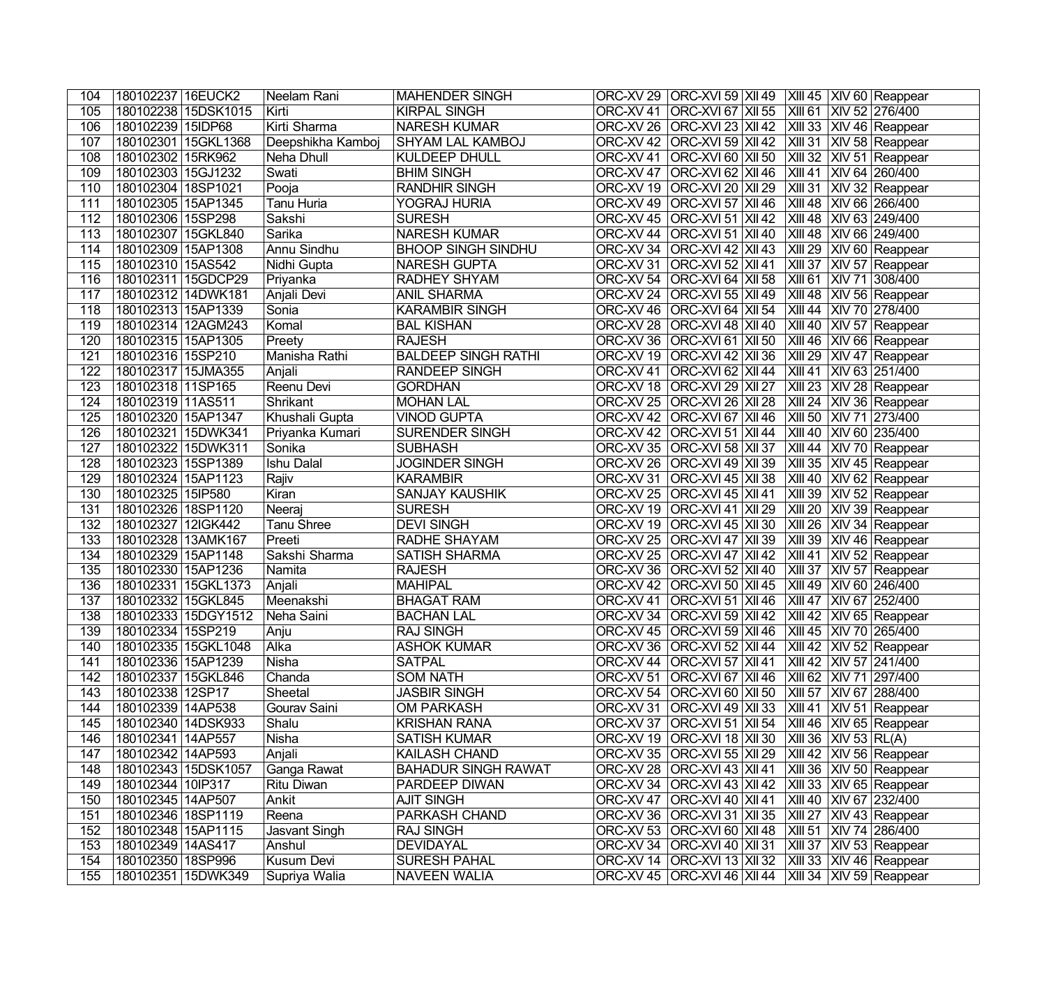| 104 | 180102237 | 16EUCK2 | Neelam Rani | MAHENDER SINGH | ORC-XV 29 | ORC-XVI 59 | XII 49 | XIII 45 | XIV 60 | Reappear |
|---|---|---|---|---|---|---|---|---|---|---|
| 105 | 180102238 | 15DSK1015 | Kirti | KIRPAL SINGH | ORC-XV 41 | ORC-XVI 67 | XII 55 | XIII 61 | XIV 52 | 276/400 |
| 106 | 180102239 | 15IDP68 | Kirti Sharma | NARESH KUMAR | ORC-XV 26 | ORC-XVI 23 | XII 42 | XIII 33 | XIV 46 | Reappear |
| 107 | 180102301 | 15GKL1368 | Deepshikha Kamboj | SHYAM LAL KAMBOJ | ORC-XV 42 | ORC-XVI 59 | XII 42 | XIII 31 | XIV 58 | Reappear |
| 108 | 180102302 | 15RK962 | Neha Dhull | KULDEEP DHULL | ORC-XV 41 | ORC-XVI 60 | XII 50 | XIII 32 | XIV 51 | Reappear |
| 109 | 180102303 | 15GJ1232 | Swati | BHIM SINGH | ORC-XV 47 | ORC-XVI 62 | XII 46 | XIII 41 | XIV 64 | 260/400 |
| 110 | 180102304 | 18SP1021 | Pooja | RANDHIR SINGH | ORC-XV 19 | ORC-XVI 20 | XII 29 | XIII 31 | XIV 32 | Reappear |
| 111 | 180102305 | 15AP1345 | Tanu Huria | YOGRAJ HURIA | ORC-XV 49 | ORC-XVI 57 | XII 46 | XIII 48 | XIV 66 | 266/400 |
| 112 | 180102306 | 15SP298 | Sakshi | SURESH | ORC-XV 45 | ORC-XVI 51 | XII 42 | XIII 48 | XIV 63 | 249/400 |
| 113 | 180102307 | 15GKL840 | Sarika | NARESH KUMAR | ORC-XV 44 | ORC-XVI 51 | XII 40 | XIII 48 | XIV 66 | 249/400 |
| 114 | 180102309 | 15AP1308 | Annu Sindhu | BHOOP SINGH SINDHU | ORC-XV 34 | ORC-XVI 42 | XII 43 | XIII 29 | XIV 60 | Reappear |
| 115 | 180102310 | 15AS542 | Nidhi Gupta | NARESH GUPTA | ORC-XV 31 | ORC-XVI 52 | XII 41 | XIII 37 | XIV 57 | Reappear |
| 116 | 180102311 | 15GDCP29 | Priyanka | RADHEY SHYAM | ORC-XV 54 | ORC-XVI 64 | XII 58 | XIII 61 | XIV 71 | 308/400 |
| 117 | 180102312 | 14DWK181 | Anjali Devi | ANIL SHARMA | ORC-XV 24 | ORC-XVI 55 | XII 49 | XIII 48 | XIV 56 | Reappear |
| 118 | 180102313 | 15AP1339 | Sonia | KARAMBIR SINGH | ORC-XV 46 | ORC-XVI 64 | XII 54 | XIII 44 | XIV 70 | 278/400 |
| 119 | 180102314 | 12AGM243 | Komal | BAL KISHAN | ORC-XV 28 | ORC-XVI 48 | XII 40 | XIII 40 | XIV 57 | Reappear |
| 120 | 180102315 | 15AP1305 | Preety | RAJESH | ORC-XV 36 | ORC-XVI 61 | XII 50 | XIII 46 | XIV 66 | Reappear |
| 121 | 180102316 | 15SP210 | Manisha Rathi | BALDEEP SINGH RATHI | ORC-XV 19 | ORC-XVI 42 | XII 36 | XIII 29 | XIV 47 | Reappear |
| 122 | 180102317 | 15JMA355 | Anjali | RANDEEP SINGH | ORC-XV 41 | ORC-XVI 62 | XII 44 | XIII 41 | XIV 63 | 251/400 |
| 123 | 180102318 | 11SP165 | Reenu Devi | GORDHAN | ORC-XV 18 | ORC-XVI 29 | XII 27 | XIII 23 | XIV 28 | Reappear |
| 124 | 180102319 | 11AS511 | Shrikant | MOHAN LAL | ORC-XV 25 | ORC-XVI 26 | XII 28 | XIII 24 | XIV 36 | Reappear |
| 125 | 180102320 | 15AP1347 | Khushali Gupta | VINOD GUPTA | ORC-XV 42 | ORC-XVI 67 | XII 46 | XIII 50 | XIV 71 | 273/400 |
| 126 | 180102321 | 15DWK341 | Priyanka Kumari | SURENDER SINGH | ORC-XV 42 | ORC-XVI 51 | XII 44 | XIII 40 | XIV 60 | 235/400 |
| 127 | 180102322 | 15DWK311 | Sonika | SUBHASH | ORC-XV 35 | ORC-XVI 58 | XII 37 | XIII 44 | XIV 70 | Reappear |
| 128 | 180102323 | 15SP1389 | Ishu Dalal | JOGINDER SINGH | ORC-XV 26 | ORC-XVI 49 | XII 39 | XIII 35 | XIV 45 | Reappear |
| 129 | 180102324 | 15AP1123 | Rajiv | KARAMBIR | ORC-XV 31 | ORC-XVI 45 | XII 38 | XIII 40 | XIV 62 | Reappear |
| 130 | 180102325 | 15IP580 | Kiran | SANJAY KAUSHIK | ORC-XV 25 | ORC-XVI 45 | XII 41 | XIII 39 | XIV 52 | Reappear |
| 131 | 180102326 | 18SP1120 | Neeraj | SURESH | ORC-XV 19 | ORC-XVI 41 | XII 29 | XIII 20 | XIV 39 | Reappear |
| 132 | 180102327 | 12IGK442 | Tanu Shree | DEVI SINGH | ORC-XV 19 | ORC-XVI 45 | XII 30 | XIII 26 | XIV 34 | Reappear |
| 133 | 180102328 | 13AMK167 | Preeti | RADHE SHAYAM | ORC-XV 25 | ORC-XVI 47 | XII 39 | XIII 39 | XIV 46 | Reappear |
| 134 | 180102329 | 15AP1148 | Sakshi Sharma | SATISH SHARMA | ORC-XV 25 | ORC-XVI 47 | XII 42 | XIII 41 | XIV 52 | Reappear |
| 135 | 180102330 | 15AP1236 | Namita | RAJESH | ORC-XV 36 | ORC-XVI 52 | XII 40 | XIII 37 | XIV 57 | Reappear |
| 136 | 180102331 | 15GKL1373 | Anjali | MAHIPAL | ORC-XV 42 | ORC-XVI 50 | XII 45 | XIII 49 | XIV 60 | 246/400 |
| 137 | 180102332 | 15GKL845 | Meenakshi | BHAGAT RAM | ORC-XV 41 | ORC-XVI 51 | XII 46 | XIII 47 | XIV 67 | 252/400 |
| 138 | 180102333 | 15DGY1512 | Neha Saini | BACHAN LAL | ORC-XV 34 | ORC-XVI 59 | XII 42 | XIII 42 | XIV 65 | Reappear |
| 139 | 180102334 | 15SP219 | Anju | RAJ SINGH | ORC-XV 45 | ORC-XVI 59 | XII 46 | XIII 45 | XIV 70 | 265/400 |
| 140 | 180102335 | 15GKL1048 | Alka | ASHOK KUMAR | ORC-XV 36 | ORC-XVI 52 | XII 44 | XIII 42 | XIV 52 | Reappear |
| 141 | 180102336 | 15AP1239 | Nisha | SATPAL | ORC-XV 44 | ORC-XVI 57 | XII 41 | XIII 42 | XIV 57 | 241/400 |
| 142 | 180102337 | 15GKL846 | Chanda | SOM NATH | ORC-XV 51 | ORC-XVI 67 | XII 46 | XIII 62 | XIV 71 | 297/400 |
| 143 | 180102338 | 12SP17 | Sheetal | JASBIR SINGH | ORC-XV 54 | ORC-XVI 60 | XII 50 | XIII 57 | XIV 67 | 288/400 |
| 144 | 180102339 | 14AP538 | Gourav Saini | OM PARKASH | ORC-XV 31 | ORC-XVI 49 | XII 33 | XIII 41 | XIV 51 | Reappear |
| 145 | 180102340 | 14DSK933 | Shalu | KRISHAN RANA | ORC-XV 37 | ORC-XVI 51 | XII 54 | XIII 46 | XIV 65 | Reappear |
| 146 | 180102341 | 14AP557 | Nisha | SATISH KUMAR | ORC-XV 19 | ORC-XVI 18 | XII 30 | XIII 36 | XIV 53 | RL(A) |
| 147 | 180102342 | 14AP593 | Anjali | KAILASH CHAND | ORC-XV 35 | ORC-XVI 55 | XII 29 | XIII 42 | XIV 56 | Reappear |
| 148 | 180102343 | 15DSK1057 | Ganga Rawat | BAHADUR SINGH RAWAT | ORC-XV 28 | ORC-XVI 43 | XII 41 | XIII 36 | XIV 50 | Reappear |
| 149 | 180102344 | 10IP317 | Ritu Diwan | PARDEEP DIWAN | ORC-XV 34 | ORC-XVI 43 | XII 42 | XIII 33 | XIV 65 | Reappear |
| 150 | 180102345 | 14AP507 | Ankit | AJIT SINGH | ORC-XV 47 | ORC-XVI 40 | XII 41 | XIII 40 | XIV 67 | 232/400 |
| 151 | 180102346 | 18SP1119 | Reena | PARKASH CHAND | ORC-XV 36 | ORC-XVI 31 | XII 35 | XIII 27 | XIV 43 | Reappear |
| 152 | 180102348 | 15AP1115 | Jasvant Singh | RAJ SINGH | ORC-XV 53 | ORC-XVI 60 | XII 48 | XIII 51 | XIV 74 | 286/400 |
| 153 | 180102349 | 14AS417 | Anshul | DEVIDAYAL | ORC-XV 34 | ORC-XVI 40 | XII 31 | XIII 37 | XIV 53 | Reappear |
| 154 | 180102350 | 18SP996 | Kusum Devi | SURESH PAHAL | ORC-XV 14 | ORC-XVI 13 | XII 32 | XIII 33 | XIV 46 | Reappear |
| 155 | 180102351 | 15DWK349 | Supriya Walia | NAVEEN WALIA | ORC-XV 45 | ORC-XVI 46 | XII 44 | XIII 34 | XIV 59 | Reappear |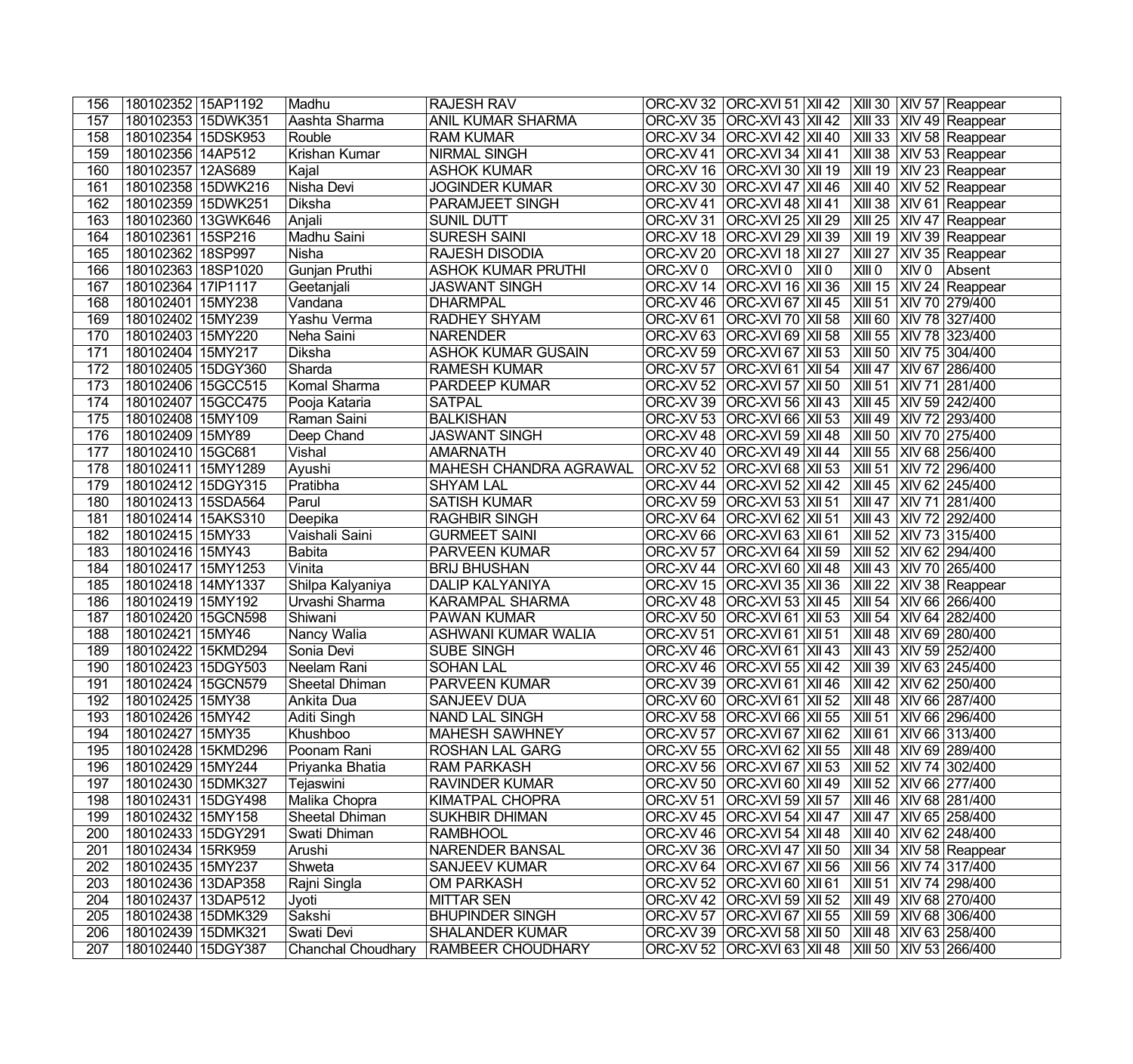| 156 | 180102352 | 15AP1192 | Madhu | RAJESH RAV | ORC-XV 32 | ORC-XVI 51 | XII 42 | XIII 30 | XIV 57 | Reappear |
|---|---|---|---|---|---|---|---|---|---|---|
| 157 | 180102353 | 15DWK351 | Aashta Sharma | ANIL KUMAR SHARMA | ORC-XV 35 | ORC-XVI 43 | XII 42 | XIII 33 | XIV 49 | Reappear |
| 158 | 180102354 | 15DSK953 | Rouble | RAM KUMAR | ORC-XV 34 | ORC-XVI 42 | XII 40 | XIII 33 | XIV 58 | Reappear |
| 159 | 180102356 | 14AP512 | Krishan Kumar | NIRMAL SINGH | ORC-XV 41 | ORC-XVI 34 | XII 41 | XIII 38 | XIV 53 | Reappear |
| 160 | 180102357 | 12AS689 | Kajal | ASHOK KUMAR | ORC-XV 16 | ORC-XVI 30 | XII 19 | XIII 19 | XIV 23 | Reappear |
| 161 | 180102358 | 15DWK216 | Nisha Devi | JOGINDER KUMAR | ORC-XV 30 | ORC-XVI 47 | XII 46 | XIII 40 | XIV 52 | Reappear |
| 162 | 180102359 | 15DWK251 | Diksha | PARAMJEET SINGH | ORC-XV 41 | ORC-XVI 48 | XII 41 | XIII 38 | XIV 61 | Reappear |
| 163 | 180102360 | 13GWK646 | Anjali | SUNIL DUTT | ORC-XV 31 | ORC-XVI 25 | XII 29 | XIII 25 | XIV 47 | Reappear |
| 164 | 180102361 | 15SP216 | Madhu Saini | SURESH SAINI | ORC-XV 18 | ORC-XVI 29 | XII 39 | XIII 19 | XIV 39 | Reappear |
| 165 | 180102362 | 18SP997 | Nisha | RAJESH DISODIA | ORC-XV 20 | ORC-XVI 18 | XII 27 | XIII 27 | XIV 35 | Reappear |
| 166 | 180102363 | 18SP1020 | Gunjan Pruthi | ASHOK KUMAR PRUTHI | ORC-XV 0 | ORC-XVI 0 | XII 0 | XIII 0 | XIV 0 | Absent |
| 167 | 180102364 | 17IP1117 | Geetanjali | JASWANT SINGH | ORC-XV 14 | ORC-XVI 16 | XII 36 | XIII 15 | XIV 24 | Reappear |
| 168 | 180102401 | 15MY238 | Vandana | DHARMPAL | ORC-XV 46 | ORC-XVI 67 | XII 45 | XIII 51 | XIV 70 | 279/400 |
| 169 | 180102402 | 15MY239 | Yashu Verma | RADHEY SHYAM | ORC-XV 61 | ORC-XVI 70 | XII 58 | XIII 60 | XIV 78 | 327/400 |
| 170 | 180102403 | 15MY220 | Neha Saini | NARENDER | ORC-XV 63 | ORC-XVI 69 | XII 58 | XIII 55 | XIV 78 | 323/400 |
| 171 | 180102404 | 15MY217 | Diksha | ASHOK KUMAR GUSAIN | ORC-XV 59 | ORC-XVI 67 | XII 53 | XIII 50 | XIV 75 | 304/400 |
| 172 | 180102405 | 15DGY360 | Sharda | RAMESH KUMAR | ORC-XV 57 | ORC-XVI 61 | XII 54 | XIII 47 | XIV 67 | 286/400 |
| 173 | 180102406 | 15GCC515 | Komal Sharma | PARDEEP KUMAR | ORC-XV 52 | ORC-XVI 57 | XII 50 | XIII 51 | XIV 71 | 281/400 |
| 174 | 180102407 | 15GCC475 | Pooja Kataria | SATPAL | ORC-XV 39 | ORC-XVI 56 | XII 43 | XIII 45 | XIV 59 | 242/400 |
| 175 | 180102408 | 15MY109 | Raman Saini | BALKISHAN | ORC-XV 53 | ORC-XVI 66 | XII 53 | XIII 49 | XIV 72 | 293/400 |
| 176 | 180102409 | 15MY89 | Deep Chand | JASWANT SINGH | ORC-XV 48 | ORC-XVI 59 | XII 48 | XIII 50 | XIV 70 | 275/400 |
| 177 | 180102410 | 15GC681 | Vishal | AMARNATH | ORC-XV 40 | ORC-XVI 49 | XII 44 | XIII 55 | XIV 68 | 256/400 |
| 178 | 180102411 | 15MY1289 | Ayushi | MAHESH CHANDRA AGRAWAL | ORC-XV 52 | ORC-XVI 68 | XII 53 | XIII 51 | XIV 72 | 296/400 |
| 179 | 180102412 | 15DGY315 | Pratibha | SHYAM LAL | ORC-XV 44 | ORC-XVI 52 | XII 42 | XIII 45 | XIV 62 | 245/400 |
| 180 | 180102413 | 15SDA564 | Parul | SATISH KUMAR | ORC-XV 59 | ORC-XVI 53 | XII 51 | XIII 47 | XIV 71 | 281/400 |
| 181 | 180102414 | 15AKS310 | Deepika | RAGHBIR SINGH | ORC-XV 64 | ORC-XVI 62 | XII 51 | XIII 43 | XIV 72 | 292/400 |
| 182 | 180102415 | 15MY33 | Vaishali Saini | GURMEET SAINI | ORC-XV 66 | ORC-XVI 63 | XII 61 | XIII 52 | XIV 73 | 315/400 |
| 183 | 180102416 | 15MY43 | Babita | PARVEEN KUMAR | ORC-XV 57 | ORC-XVI 64 | XII 59 | XIII 52 | XIV 62 | 294/400 |
| 184 | 180102417 | 15MY1253 | Vinita | BRIJ BHUSHAN | ORC-XV 44 | ORC-XVI 60 | XII 48 | XIII 43 | XIV 70 | 265/400 |
| 185 | 180102418 | 14MY1337 | Shilpa Kalyaniya | DALIP KALYANIYA | ORC-XV 15 | ORC-XVI 35 | XII 36 | XIII 22 | XIV 38 | Reappear |
| 186 | 180102419 | 15MY192 | Urvashi Sharma | KARAMPAL SHARMA | ORC-XV 48 | ORC-XVI 53 | XII 45 | XIII 54 | XIV 66 | 266/400 |
| 187 | 180102420 | 15GCN598 | Shiwani | PAWAN KUMAR | ORC-XV 50 | ORC-XVI 61 | XII 53 | XIII 54 | XIV 64 | 282/400 |
| 188 | 180102421 | 15MY46 | Nancy Walia | ASHWANI KUMAR WALIA | ORC-XV 51 | ORC-XVI 61 | XII 51 | XIII 48 | XIV 69 | 280/400 |
| 189 | 180102422 | 15KMD294 | Sonia Devi | SUBE SINGH | ORC-XV 46 | ORC-XVI 61 | XII 43 | XIII 43 | XIV 59 | 252/400 |
| 190 | 180102423 | 15DGY503 | Neelam Rani | SOHAN LAL | ORC-XV 46 | ORC-XVI 55 | XII 42 | XIII 39 | XIV 63 | 245/400 |
| 191 | 180102424 | 15GCN579 | Sheetal Dhiman | PARVEEN KUMAR | ORC-XV 39 | ORC-XVI 61 | XII 46 | XIII 42 | XIV 62 | 250/400 |
| 192 | 180102425 | 15MY38 | Ankita Dua | SANJEEV DUA | ORC-XV 60 | ORC-XVI 61 | XII 52 | XIII 48 | XIV 66 | 287/400 |
| 193 | 180102426 | 15MY42 | Aditi Singh | NAND LAL SINGH | ORC-XV 58 | ORC-XVI 66 | XII 55 | XIII 51 | XIV 66 | 296/400 |
| 194 | 180102427 | 15MY35 | Khushboo | MAHESH SAWHNEY | ORC-XV 57 | ORC-XVI 67 | XII 62 | XIII 61 | XIV 66 | 313/400 |
| 195 | 180102428 | 15KMD296 | Poonam Rani | ROSHAN LAL GARG | ORC-XV 55 | ORC-XVI 62 | XII 55 | XIII 48 | XIV 69 | 289/400 |
| 196 | 180102429 | 15MY244 | Priyanka Bhatia | RAM PARKASH | ORC-XV 56 | ORC-XVI 67 | XII 53 | XIII 52 | XIV 74 | 302/400 |
| 197 | 180102430 | 15DMK327 | Tejaswini | RAVINDER KUMAR | ORC-XV 50 | ORC-XVI 60 | XII 49 | XIII 52 | XIV 66 | 277/400 |
| 198 | 180102431 | 15DGY498 | Malika Chopra | KIMATPAL CHOPRA | ORC-XV 51 | ORC-XVI 59 | XII 57 | XIII 46 | XIV 68 | 281/400 |
| 199 | 180102432 | 15MY158 | Sheetal Dhiman | SUKHBIR DHIMAN | ORC-XV 45 | ORC-XVI 54 | XII 47 | XIII 47 | XIV 65 | 258/400 |
| 200 | 180102433 | 15DGY291 | Swati Dhiman | RAMBHOOL | ORC-XV 46 | ORC-XVI 54 | XII 48 | XIII 40 | XIV 62 | 248/400 |
| 201 | 180102434 | 15RK959 | Arushi | NARENDER BANSAL | ORC-XV 36 | ORC-XVI 47 | XII 50 | XIII 34 | XIV 58 | Reappear |
| 202 | 180102435 | 15MY237 | Shweta | SANJEEV KUMAR | ORC-XV 64 | ORC-XVI 67 | XII 56 | XIII 56 | XIV 74 | 317/400 |
| 203 | 180102436 | 13DAP358 | Rajni Singla | OM PARKASH | ORC-XV 52 | ORC-XVI 60 | XII 61 | XIII 51 | XIV 74 | 298/400 |
| 204 | 180102437 | 13DAP512 | Jyoti | MITTAR SEN | ORC-XV 42 | ORC-XVI 59 | XII 52 | XIII 49 | XIV 68 | 270/400 |
| 205 | 180102438 | 15DMK329 | Sakshi | BHUPINDER SINGH | ORC-XV 57 | ORC-XVI 67 | XII 55 | XIII 59 | XIV 68 | 306/400 |
| 206 | 180102439 | 15DMK321 | Swati Devi | SHALANDER KUMAR | ORC-XV 39 | ORC-XVI 58 | XII 50 | XIII 48 | XIV 63 | 258/400 |
| 207 | 180102440 | 15DGY387 | Chanchal Choudhary | RAMBEER CHOUDHARY | ORC-XV 52 | ORC-XVI 63 | XII 48 | XIII 50 | XIV 53 | 266/400 |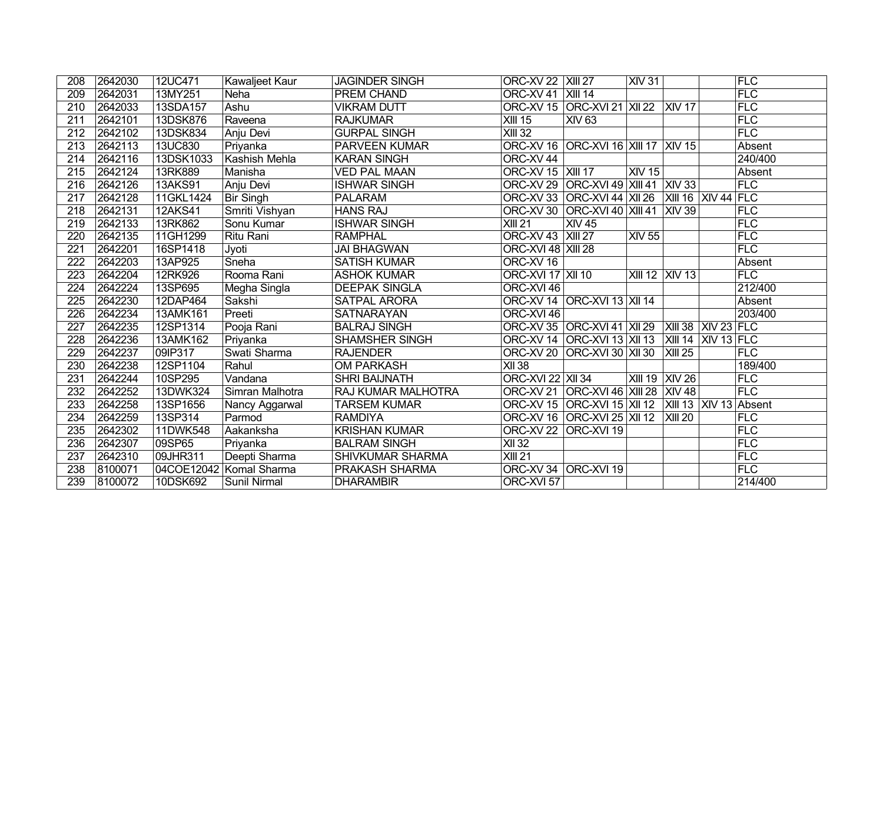| | | | | | | | | | | | |
|---|---|---|---|---|---|---|---|---|---|---|---|
| 208 | 2642030 | 12UC471 | Kawaljeet Kaur | JAGINDER SINGH | ORC-XV 22 | XIII 27 | XIV 31 | | | | FLC |
| 209 | 2642031 | 13MY251 | Neha | PREM CHAND | ORC-XV 41 | XIII 14 | | | | | FLC |
| 210 | 2642033 | 13SDA157 | Ashu | VIKRAM DUTT | ORC-XV 15 | ORC-XVI 21 | XII 22 | XIV 17 | | | FLC |
| 211 | 2642101 | 13DSK876 | Raveena | RAJKUMAR | XIII 15 | XIV 63 | | | | | FLC |
| 212 | 2642102 | 13DSK834 | Anju Devi | GURPAL SINGH | XIII 32 | | | | | | FLC |
| 213 | 2642113 | 13UC830 | Priyanka | PARVEEN KUMAR | ORC-XV 16 | ORC-XVI 16 | XIII 17 | XIV 15 | | | Absent |
| 214 | 2642116 | 13DSK1033 | Kashish Mehla | KARAN SINGH | ORC-XV 44 | | | | | | 240/400 |
| 215 | 2642124 | 13RK889 | Manisha | VED PAL MAAN | ORC-XV 15 | XIII 17 | XIV 15 | | | | Absent |
| 216 | 2642126 | 13AKS91 | Anju Devi | ISHWAR SINGH | ORC-XV 29 | ORC-XVI 49 | XIII 41 | XIV 33 | | | FLC |
| 217 | 2642128 | 11GKL1424 | Bir Singh | PALARAM | ORC-XV 33 | ORC-XVI 44 | XII 26 | XIII 16 | XIV 44 | | FLC |
| 218 | 2642131 | 12AKS41 | Smriti Vishyan | HANS RAJ | ORC-XV 30 | ORC-XVI 40 | XIII 41 | XIV 39 | | | FLC |
| 219 | 2642133 | 13RK862 | Sonu Kumar | ISHWAR SINGH | XIII 21 | XIV 45 | | | | | FLC |
| 220 | 2642135 | 11GH1299 | Ritu Rani | RAMPHAL | ORC-XV 43 | XIII 27 | XIV 55 | | | | FLC |
| 221 | 2642201 | 16SP1418 | Jyoti | JAI BHAGWAN | ORC-XVI 48 | XIII 28 | | | | | FLC |
| 222 | 2642203 | 13AP925 | Sneha | SATISH KUMAR | ORC-XV 16 | | | | | | Absent |
| 223 | 2642204 | 12RK926 | Rooma Rani | ASHOK KUMAR | ORC-XVI 17 | XII 10 | XIII 12 | XIV 13 | | | FLC |
| 224 | 2642224 | 13SP695 | Megha Singla | DEEPAK SINGLA | ORC-XVI 46 | | | | | | 212/400 |
| 225 | 2642230 | 12DAP464 | Sakshi | SATPAL ARORA | ORC-XV 14 | ORC-XVI 13 | XII 14 | | | | Absent |
| 226 | 2642234 | 13AMK161 | Preeti | SATNARAYAN | ORC-XVI 46 | | | | | | 203/400 |
| 227 | 2642235 | 12SP1314 | Pooja Rani | BALRAJ SINGH | ORC-XV 35 | ORC-XVI 41 | XII 29 | XIII 38 | XIV 23 | | FLC |
| 228 | 2642236 | 13AMK162 | Priyanka | SHAMSHER SINGH | ORC-XV 14 | ORC-XVI 13 | XII 13 | XIII 14 | XIV 13 | | FLC |
| 229 | 2642237 | 09IP317 | Swati Sharma | RAJENDER | ORC-XV 20 | ORC-XVI 30 | XII 30 | XIII 25 | | | FLC |
| 230 | 2642238 | 12SP1104 | Rahul | OM PARKASH | XII 38 | | | | | | 189/400 |
| 231 | 2642244 | 10SP295 | Vandana | SHRI BAIJNATH | ORC-XVI 22 | XII 34 | XIII 19 | XIV 26 | | | FLC |
| 232 | 2642252 | 13DWK324 | Simran Malhotra | RAJ KUMAR MALHOTRA | ORC-XV 21 | ORC-XVI 46 | XIII 28 | XIV 48 | | | FLC |
| 233 | 2642258 | 13SP1656 | Nancy Aggarwal | TARSEM KUMAR | ORC-XV 15 | ORC-XVI 15 | XII 12 | XIII 13 | XIV 13 | | Absent |
| 234 | 2642259 | 13SP314 | Parmod | RAMDIYA | ORC-XV 16 | ORC-XVI 25 | XII 12 | XIII 20 | | | FLC |
| 235 | 2642302 | 11DWK548 | Aakanksha | KRISHAN KUMAR | ORC-XV 22 | ORC-XVI 19 | | | | | FLC |
| 236 | 2642307 | 09SP65 | Priyanka | BALRAM SINGH | XII 32 | | | | | | FLC |
| 237 | 2642310 | 09JHR311 | Deepti Sharma | SHIVKUMAR SHARMA | XIII 21 | | | | | | FLC |
| 238 | 8100071 | 04COE12042 | Komal Sharma | PRAKASH SHARMA | ORC-XV 34 | ORC-XVI 19 | | | | | FLC |
| 239 | 8100072 | 10DSK692 | Sunil Nirmal | DHARAMBIR | ORC-XVI 57 | | | | | | 214/400 |